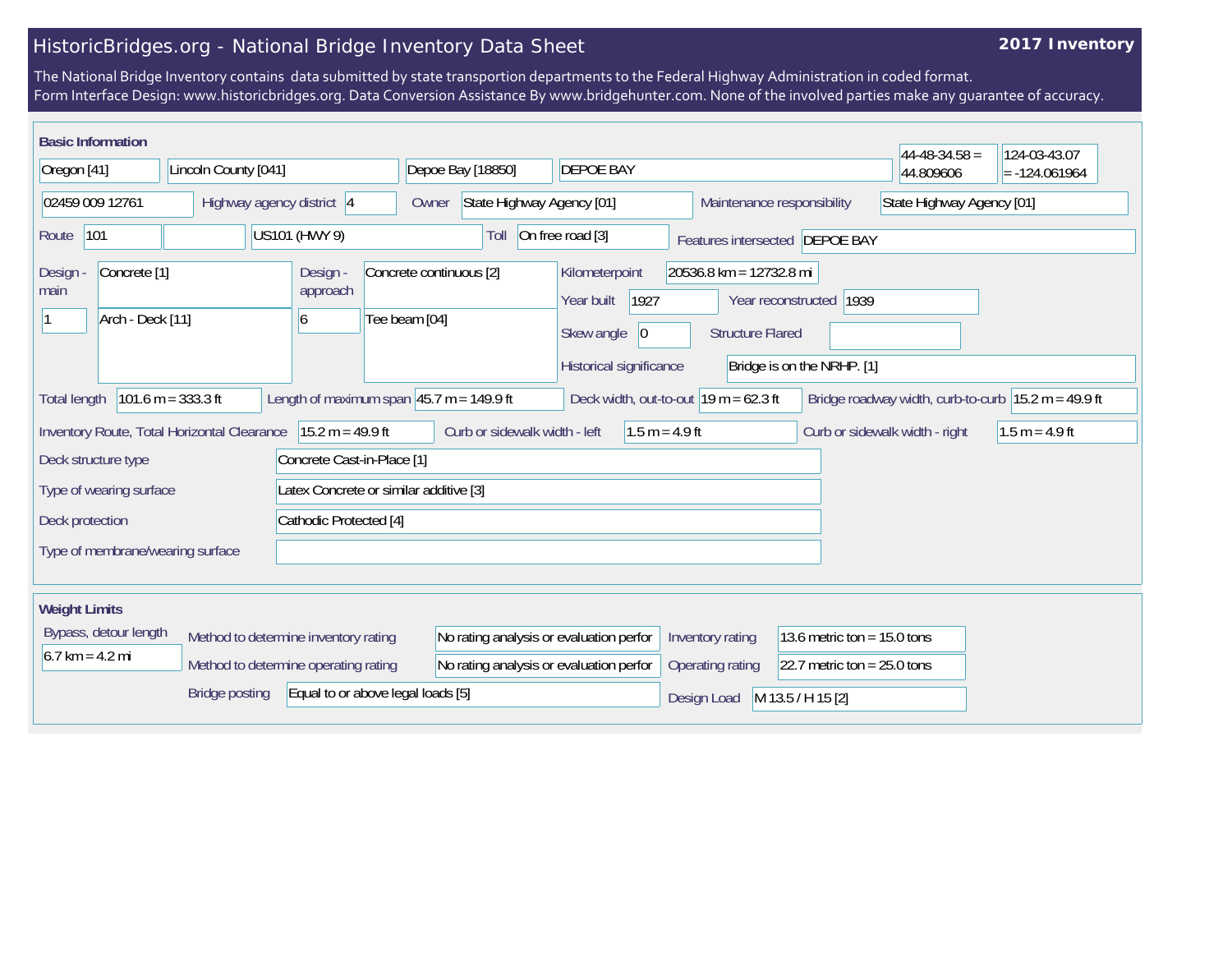# HistoricBridges.org - National Bridge Inventory Data Sheet

**2017 Inventory**

The National Bridge Inventory contains data submitted by state transportion departments to the Federal Highway Administration in coded format.
Form Interface Design: www.historicbridges.org. Data Conversion Assistance By www.bridgehunter.com. None of the involved parties make any guarantee of accuracy.

## Basic Information

| | |
|---|---|
| State | Oregon [41] |
| County | Lincoln County [041] |
| Place | Depoe Bay [18850] |
| Location | DEPOE BAY |
| Latitude | 44-48-34.58 = 44.809606 |
| Longitude | 124-03-43.07 = -124.061964 |
| Structure Number | 02459 009 12761 |
| Highway agency district | 4 |
| Owner | State Highway Agency [01] |
| Maintenance responsibility | State Highway Agency [01] |
| Route | 101 |
| Facility carried | US101 (HWY 9) |
| Toll | On free road [3] |
| Features intersected | DEPOE BAY |
| Design - main | Concrete [1] |
| Design - main (spans) | 1 |
| Design - main (type) | Arch - Deck [11] |
| Design - approach | Concrete continuous [2] |
| Design - approach (spans) | 6 |
| Design - approach (type) | Tee beam [04] |
| Kilometerpoint | 20536.8 km = 12732.8 mi |
| Year built | 1927 |
| Year reconstructed | 1939 |
| Skew angle | 0 |
| Structure Flared | |
| Historical significance | Bridge is on the NRHP. [1] |
| Total length | 101.6 m = 333.3 ft |
| Length of maximum span | 45.7 m = 149.9 ft |
| Deck width, out-to-out | 19 m = 62.3 ft |
| Bridge roadway width, curb-to-curb | 15.2 m = 49.9 ft |
| Inventory Route, Total Horizontal Clearance | 15.2 m = 49.9 ft |
| Curb or sidewalk width - left | 1.5 m = 4.9 ft |
| Curb or sidewalk width - right | 1.5 m = 4.9 ft |
| Deck structure type | Concrete Cast-in-Place [1] |
| Type of wearing surface | Latex Concrete or similar additive [3] |
| Deck protection | Cathodic Protected [4] |
| Type of membrane/wearing surface | |

## Weight Limits

| | |
|---|---|
| Bypass, detour length | 6.7 km = 4.2 mi |
| Method to determine inventory rating | No rating analysis or evaluation perfor |
| Method to determine operating rating | No rating analysis or evaluation perfor |
| Inventory rating | 13.6 metric ton = 15.0 tons |
| Operating rating | 22.7 metric ton = 25.0 tons |
| Bridge posting | Equal to or above legal loads [5] |
| Design Load | M 13.5 / H 15 [2] |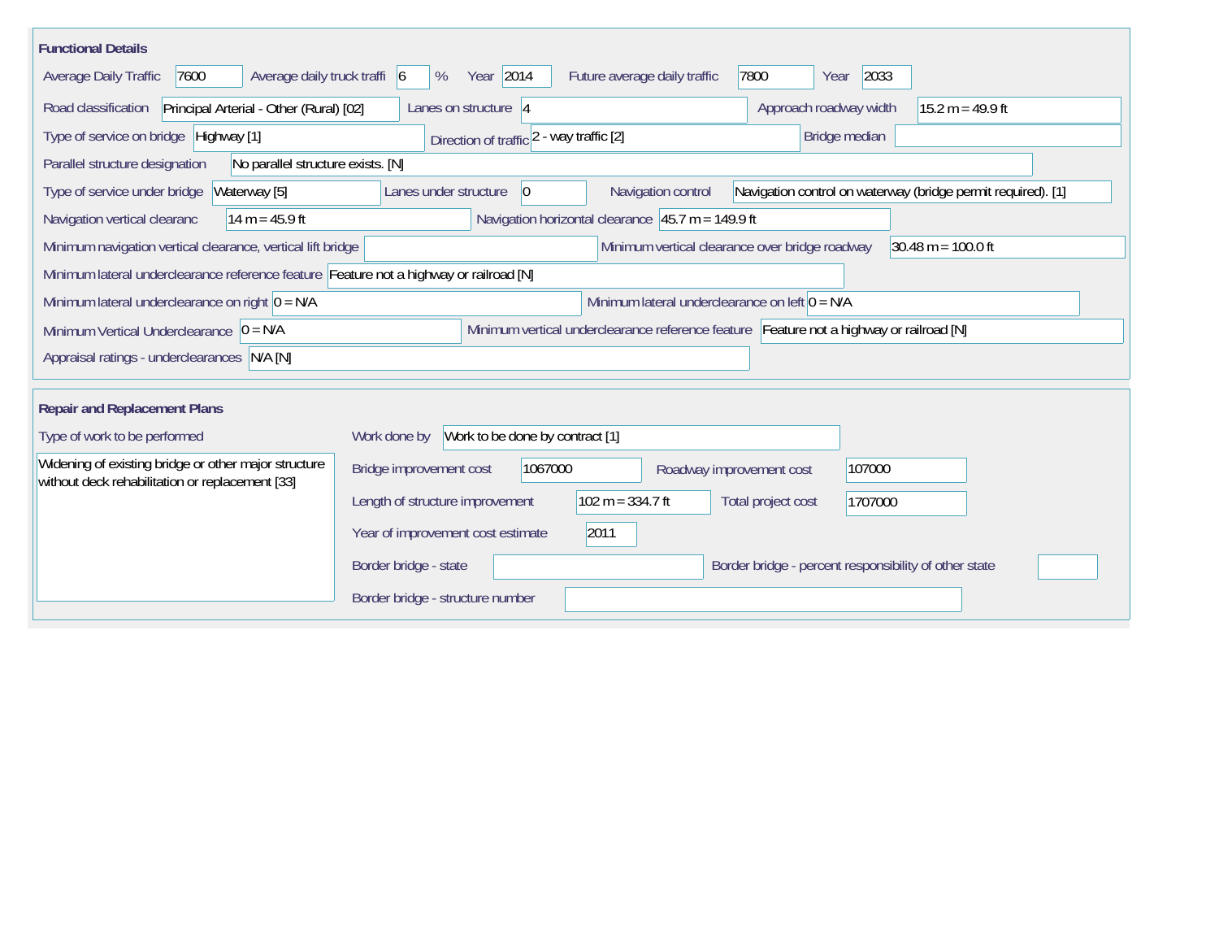## Functional Details

| Field | Value |
|---|---|
| Average Daily Traffic | 7600 |
| Average daily truck traffi | 6 % |
| Year | 2014 |
| Future average daily traffic | 7800 |
| Year | 2033 |
| Road classification | Principal Arterial - Other (Rural) [02] |
| Lanes on structure | 4 |
| Approach roadway width | 15.2 m = 49.9 ft |
| Type of service on bridge | Highway [1] |
| Direction of traffic | 2 - way traffic [2] |
| Bridge median | |
| Parallel structure designation | No parallel structure exists. [N] |
| Type of service under bridge | Waterway [5] |
| Lanes under structure | 0 |
| Navigation control | Navigation control on waterway (bridge permit required). [1] |
| Navigation vertical clearanc | 14 m = 45.9 ft |
| Navigation horizontal clearance | 45.7 m = 149.9 ft |
| Minimum navigation vertical clearance, vertical lift bridge | |
| Minimum vertical clearance over bridge roadway | 30.48 m = 100.0 ft |
| Minimum lateral underclearance reference feature | Feature not a highway or railroad [N] |
| Minimum lateral underclearance on right | 0 = N/A |
| Minimum lateral underclearance on left | 0 = N/A |
| Minimum Vertical Underclearance | 0 = N/A |
| Minimum vertical underclearance reference feature | Feature not a highway or railroad [N] |
| Appraisal ratings - underclearances | N/A [N] |

## Repair and Replacement Plans

| Field | Value |
|---|---|
| Type of work to be performed | Widening of existing bridge or other major structure without deck rehabilitation or replacement [33] |
| Work done by | Work to be done by contract [1] |
| Bridge improvement cost | 1067000 |
| Roadway improvement cost | 107000 |
| Length of structure improvement | 102 m = 334.7 ft |
| Total project cost | 1707000 |
| Year of improvement cost estimate | 2011 |
| Border bridge - state | |
| Border bridge - percent responsibility of other state | |
| Border bridge - structure number | |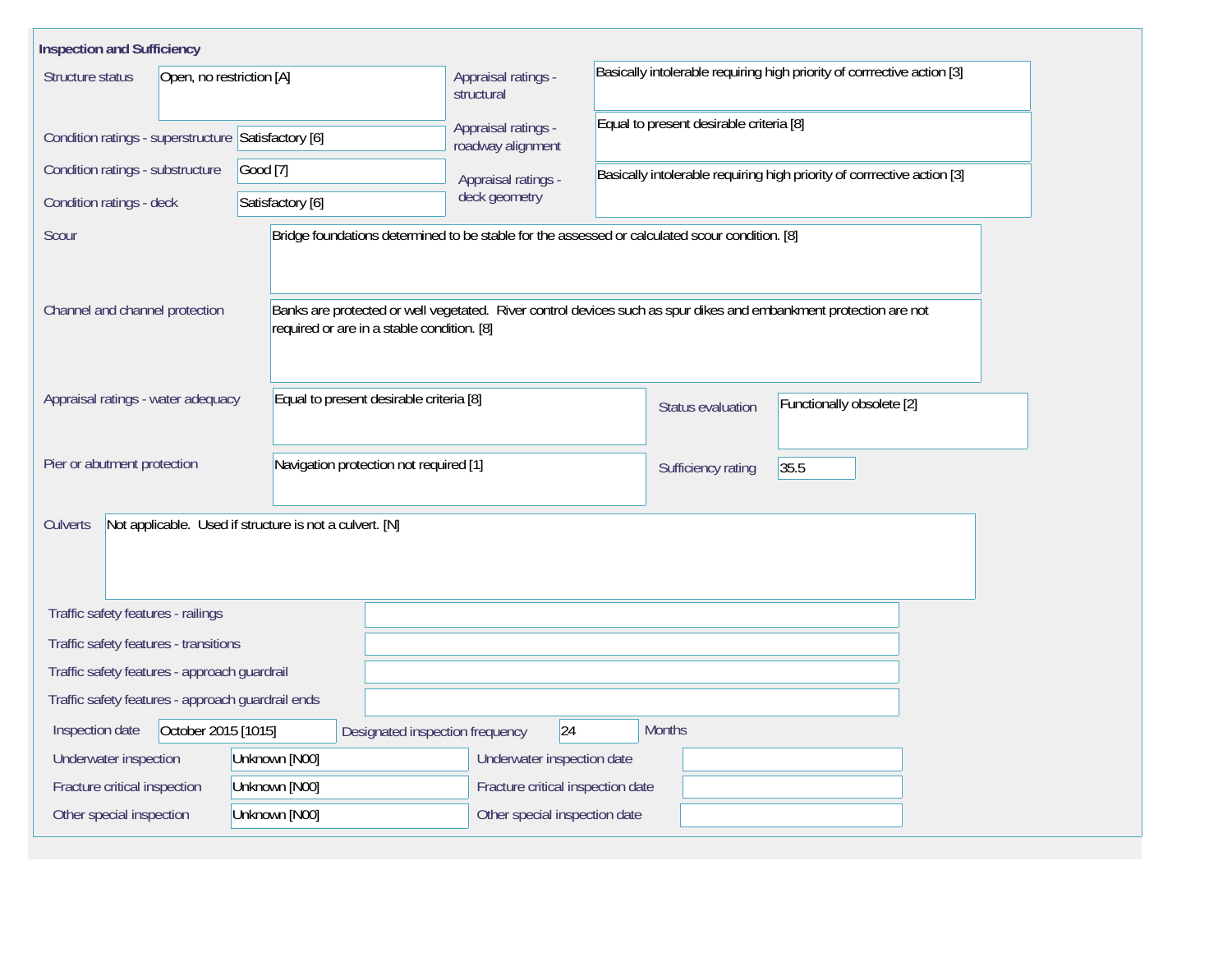### Inspection and Sufficiency

| Field | Value |
|---|---|
| Structure status | Open, no restriction [A] |
| Appraisal ratings - structural | Basically intolerable requiring high priority of corrrective action [3] |
| Condition ratings - superstructure | Satisfactory [6] |
| Appraisal ratings - roadway alignment | Equal to present desirable criteria [8] |
| Condition ratings - substructure | Good [7] |
| Appraisal ratings - deck geometry | Basically intolerable requiring high priority of corrrective action [3] |
| Condition ratings - deck | Satisfactory [6] |
| Scour | Bridge foundations determined to be stable for the assessed or calculated scour condition. [8] |
| Channel and channel protection | Banks are protected or well vegetated. River control devices such as spur dikes and embankment protection are not required or are in a stable condition. [8] |
| Appraisal ratings - water adequacy | Equal to present desirable criteria [8] |
| Status evaluation | Functionally obsolete [2] |
| Pier or abutment protection | Navigation protection not required [1] |
| Sufficiency rating | 35.5 |
| Culverts | Not applicable. Used if structure is not a culvert. [N] |
| Traffic safety features - railings | |
| Traffic safety features - transitions | |
| Traffic safety features - approach guardrail | |
| Traffic safety features - approach guardrail ends | |
| Inspection date | October 2015 [1015] |
| Designated inspection frequency | 24 Months |
| Underwater inspection | Unknown [N00] |
| Underwater inspection date | |
| Fracture critical inspection | Unknown [N00] |
| Fracture critical inspection date | |
| Other special inspection | Unknown [N00] |
| Other special inspection date | |